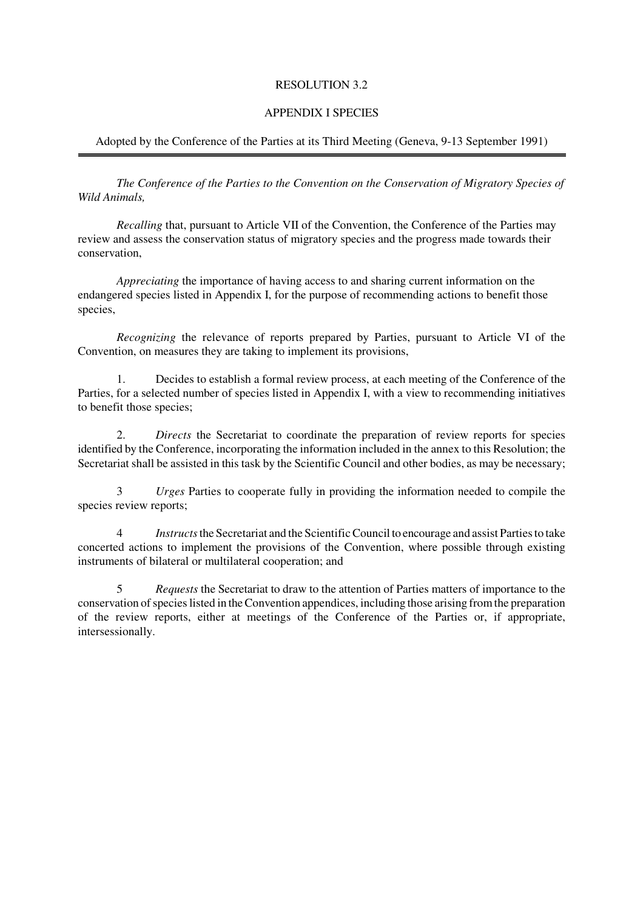# RESOLUTION 3.2

## APPENDIX I SPECIES

Adopted by the Conference of the Parties at its Third Meeting (Geneva, 9-13 September 1991)

---

*The Conference of the Parties to the Convention on the Conservation of Migratory Species of Wild Animals,*

*Recalling* that, pursuant to Article VII of the Convention, the Conference of the Parties may review and assess the conservation status of migratory species and the progress made towards their conservation,

*Appreciating* the importance of having access to and sharing current information on the endangered species listed in Appendix I, for the purpose of recommending actions to benefit those species,

*Recognizing* the relevance of reports prepared by Parties, pursuant to Article VI of the Convention, on measures they are taking to implement its provisions,

1. Decides to establish a formal review process, at each meeting of the Conference of the Parties, for a selected number of species listed in Appendix I, with a view to recommending initiatives to benefit those species;

2. *Directs* the Secretariat to coordinate the preparation of review reports for species identified by the Conference, incorporating the information included in the annex to this Resolution; the Secretariat shall be assisted in this task by the Scientific Council and other bodies, as may be necessary;

3 *Urges* Parties to cooperate fully in providing the information needed to compile the species review reports;

4 *Instructs* the Secretariat and the Scientific Council to encourage and assist Parties to take concerted actions to implement the provisions of the Convention, where possible through existing instruments of bilateral or multilateral cooperation; and

5 *Requests* the Secretariat to draw to the attention of Parties matters of importance to the conservation of species listed in the Convention appendices, including those arising from the preparation of the review reports, either at meetings of the Conference of the Parties or, if appropriate, intersessionally.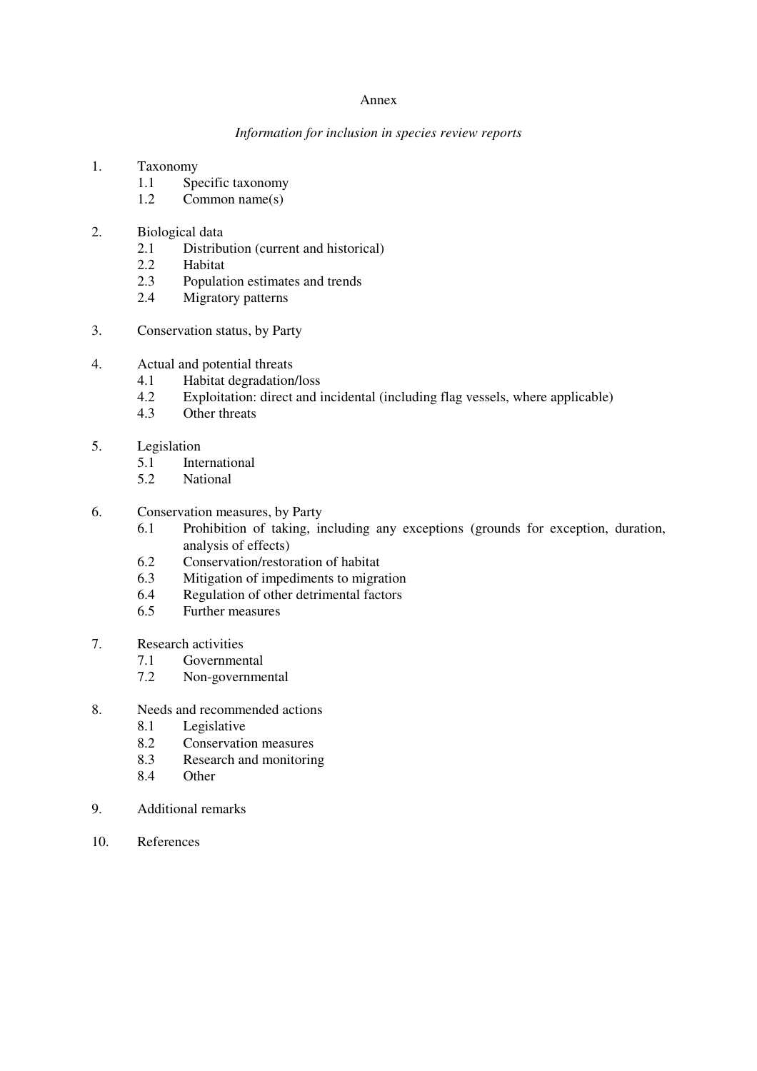# Annex

*Information for inclusion in species review reports*

1. Taxonomy
   - 1.1 Specific taxonomy
   - 1.2 Common name(s)

2. Biological data
   - 2.1 Distribution (current and historical)
   - 2.2 Habitat
   - 2.3 Population estimates and trends
   - 2.4 Migratory patterns

3. Conservation status, by Party

4. Actual and potential threats
   - 4.1 Habitat degradation/loss
   - 4.2 Exploitation: direct and incidental (including flag vessels, where applicable)
   - 4.3 Other threats

5. Legislation
   - 5.1 International
   - 5.2 National

6. Conservation measures, by Party
   - 6.1 Prohibition of taking, including any exceptions (grounds for exception, duration, analysis of effects)
   - 6.2 Conservation/restoration of habitat
   - 6.3 Mitigation of impediments to migration
   - 6.4 Regulation of other detrimental factors
   - 6.5 Further measures

7. Research activities
   - 7.1 Governmental
   - 7.2 Non-governmental

8. Needs and recommended actions
   - 8.1 Legislative
   - 8.2 Conservation measures
   - 8.3 Research and monitoring
   - 8.4 Other

9. Additional remarks

10. References